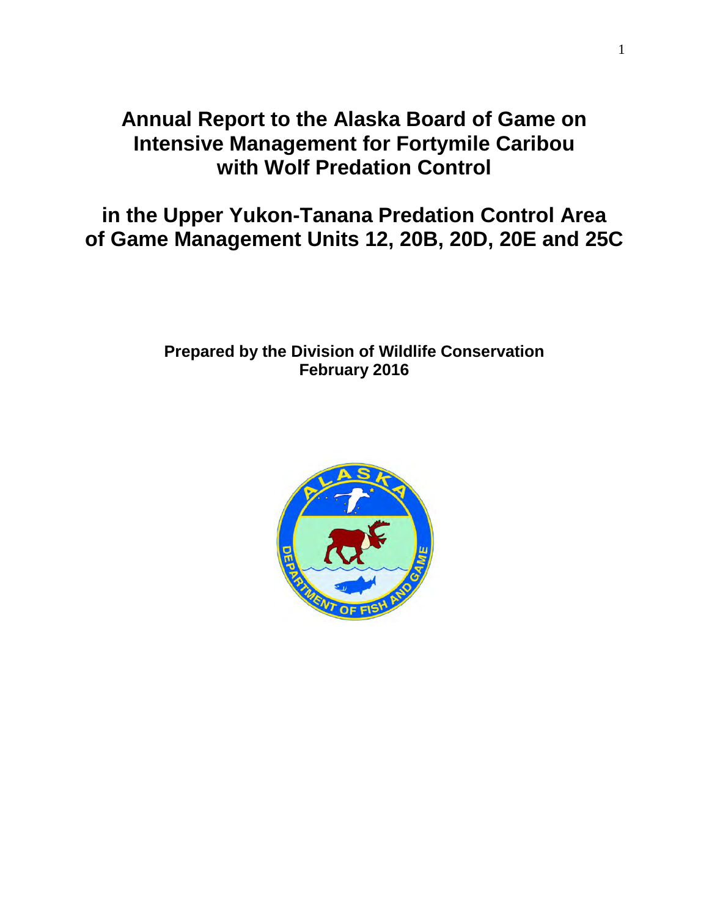# Annual Report to the Alaska Board of Game on Intensive Management for Fortymile Caribou with Wolf Predation Control

# in the Upper Yukon-Tanana Predation Control Area of Game Management Units 12, 20B, 20D, 20E and 25C

**Prepared by the Division of Wildlife Conservation**
**February 2016**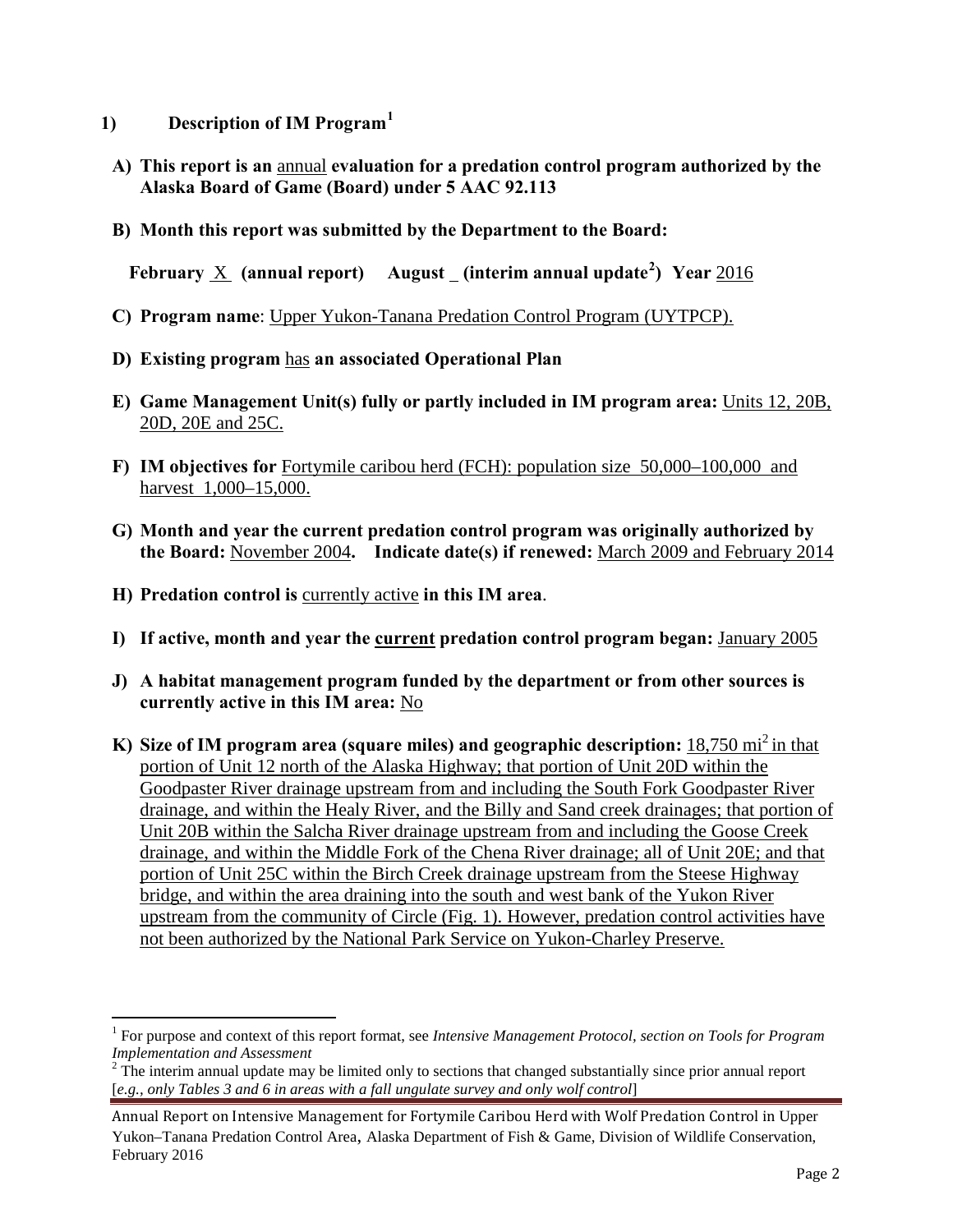## 1) Description of IM Program[1]

**A) This report is an** annual **evaluation for a predation control program authorized by the Alaska Board of Game (Board) under 5 AAC 92.113**

**B) Month this report was submitted by the Department to the Board:**

**February** X **(annual report) August** _ **(interim annual update[2]) Year** 2016

**C) Program name**: Upper Yukon-Tanana Predation Control Program (UYTPCP).

**D) Existing program** has **an associated Operational Plan**

**E) Game Management Unit(s) fully or partly included in IM program area:** Units 12, 20B, 20D, 20E and 25C.

**F) IM objectives for** Fortymile caribou herd (FCH): population size 50,000–100,000 and harvest 1,000–15,000.

**G) Month and year the current predation control program was originally authorized by the Board:** November 2004**. Indicate date(s) if renewed:** March 2009 and February 2014

**H) Predation control is** currently active **in this IM area**.

**I) If active, month and year the current predation control program began:** January 2005

**J) A habitat management program funded by the department or from other sources is currently active in this IM area:** No

**K) Size of IM program area (square miles) and geographic description:** 18,750 mi$^2$ in that portion of Unit 12 north of the Alaska Highway; that portion of Unit 20D within the Goodpaster River drainage upstream from and including the South Fork Goodpaster River drainage, and within the Healy River, and the Billy and Sand creek drainages; that portion of Unit 20B within the Salcha River drainage upstream from and including the Goose Creek drainage, and within the Middle Fork of the Chena River drainage; all of Unit 20E; and that portion of Unit 25C within the Birch Creek drainage upstream from the Steese Highway bridge, and within the area draining into the south and west bank of the Yukon River upstream from the community of Circle (Fig. 1). However, predation control activities have not been authorized by the National Park Service on Yukon-Charley Preserve.

---

[1] For purpose and context of this report format, see *Intensive Management Protocol, section on Tools for Program Implementation and Assessment*

[2] The interim annual update may be limited only to sections that changed substantially since prior annual report [*e.g., only Tables 3 and 6 in areas with a fall ungulate survey and only wolf control*]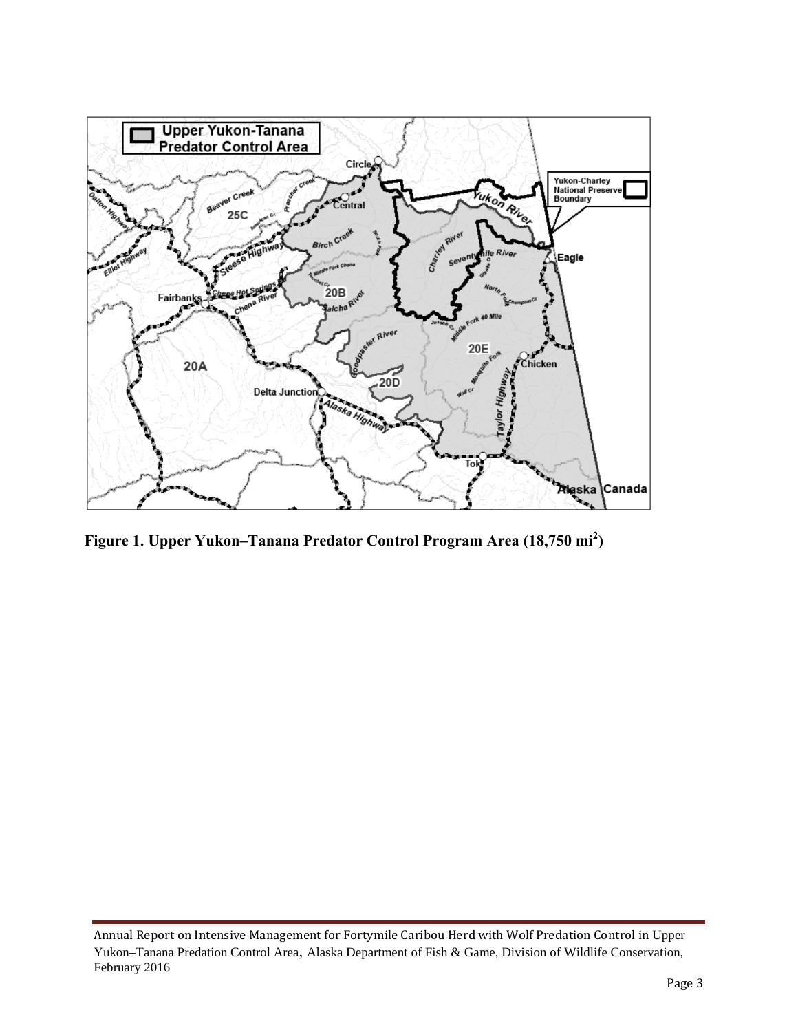**Figure 1. Upper Yukon–Tanana Predator Control Program Area (18,750 mi$^2$)**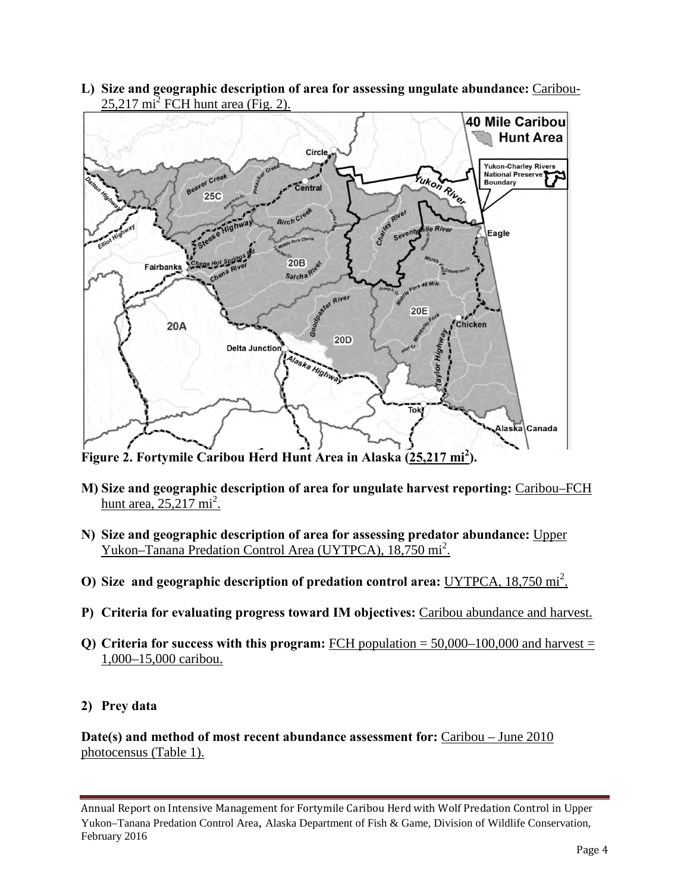**L) Size and geographic description of area for assessing ungulate abundance:** Caribou- 25,217 mi$^2$ FCH hunt area (Fig. 2).

**Figure 2. Fortymile Caribou Herd Hunt Area in Alaska (25,217 mi$^2$).**

**M) Size and geographic description of area for ungulate harvest reporting:** Caribou–FCH hunt area, 25,217 mi$^2$.

**N) Size and geographic description of area for assessing predator abundance:** Upper Yukon–Tanana Predation Control Area (UYTPCA), 18,750 mi$^2$.

**O) Size and geographic description of predation control area:** UYTPCA, 18,750 mi$^2$.

**P) Criteria for evaluating progress toward IM objectives:** Caribou abundance and harvest.

**Q) Criteria for success with this program:** FCH population = 50,000–100,000 and harvest = 1,000–15,000 caribou.

**2) Prey data**

**Date(s) and method of most recent abundance assessment for:** Caribou – June 2010 photocensus (Table 1).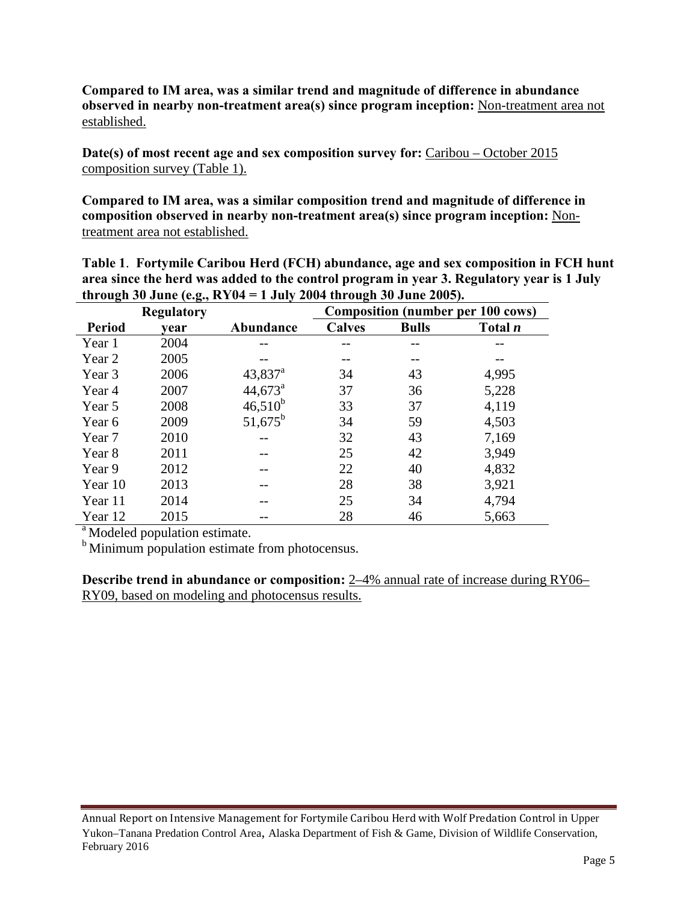**Compared to IM area, was a similar trend and magnitude of difference in abundance observed in nearby non-treatment area(s) since program inception:** Non-treatment area not established.

**Date(s) of most recent age and sex composition survey for:** Caribou – October 2015 composition survey (Table 1).

**Compared to IM area, was a similar composition trend and magnitude of difference in composition observed in nearby non-treatment area(s) since program inception:** Non-treatment area not established.

**Table 1**. **Fortymile Caribou Herd (FCH) abundance, age and sex composition in FCH hunt area since the herd was added to the control program in year 3. Regulatory year is 1 July through 30 June (e.g., RY04 = 1 July 2004 through 30 June 2005).**

| | Regulatory | | Composition (number per 100 cows) | | |
|---|---|---|---|---|---|
| **Period** | **year** | **Abundance** | **Calves** | **Bulls** | **Total *n*** |
| Year 1 | 2004 | -- | -- | -- | -- |
| Year 2 | 2005 | -- | -- | -- | -- |
| Year 3 | 2006 | 43,837[a] | 34 | 43 | 4,995 |
| Year 4 | 2007 | 44,673[a] | 37 | 36 | 5,228 |
| Year 5 | 2008 | 46,510[b] | 33 | 37 | 4,119 |
| Year 6 | 2009 | 51,675[b] | 34 | 59 | 4,503 |
| Year 7 | 2010 | -- | 32 | 43 | 7,169 |
| Year 8 | 2011 | -- | 25 | 42 | 3,949 |
| Year 9 | 2012 | -- | 22 | 40 | 4,832 |
| Year 10 | 2013 | -- | 28 | 38 | 3,921 |
| Year 11 | 2014 | -- | 25 | 34 | 4,794 |
| Year 12 | 2015 | -- | 28 | 46 | 5,663 |

[a] Modeled population estimate.

[b] Minimum population estimate from photocensus.

**Describe trend in abundance or composition:** 2–4% annual rate of increase during RY06–RY09, based on modeling and photocensus results.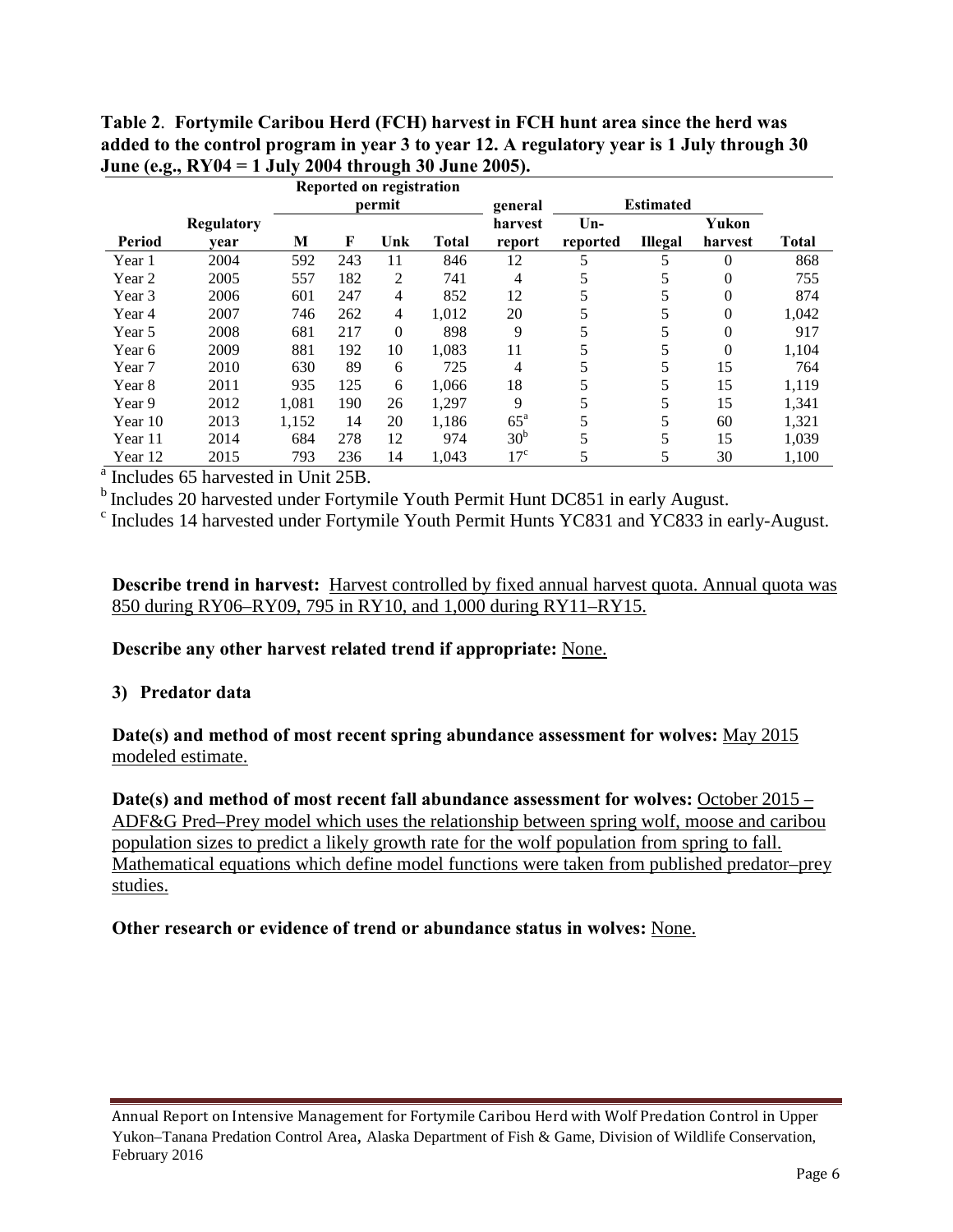**Table 2**. **Fortymile Caribou Herd (FCH) harvest in FCH hunt area since the herd was added to the control program in year 3 to year 12. A regulatory year is 1 July through 30 June (e.g., RY04 = 1 July 2004 through 30 June 2005).**

| | | Reported on registration permit | | | | general | Estimated | | | |
|---|---|---|---|---|---|---|---|---|---|---|
| Period | Regulatory year | M | F | Unk | Total | harvest report | Un-reported | Illegal | Yukon harvest | Total |
| Year 1 | 2004 | 592 | 243 | 11 | 846 | 12 | 5 | 5 | 0 | 868 |
| Year 2 | 2005 | 557 | 182 | 2 | 741 | 4 | 5 | 5 | 0 | 755 |
| Year 3 | 2006 | 601 | 247 | 4 | 852 | 12 | 5 | 5 | 0 | 874 |
| Year 4 | 2007 | 746 | 262 | 4 | 1,012 | 20 | 5 | 5 | 0 | 1,042 |
| Year 5 | 2008 | 681 | 217 | 0 | 898 | 9 | 5 | 5 | 0 | 917 |
| Year 6 | 2009 | 881 | 192 | 10 | 1,083 | 11 | 5 | 5 | 0 | 1,104 |
| Year 7 | 2010 | 630 | 89 | 6 | 725 | 4 | 5 | 5 | 15 | 764 |
| Year 8 | 2011 | 935 | 125 | 6 | 1,066 | 18 | 5 | 5 | 15 | 1,119 |
| Year 9 | 2012 | 1,081 | 190 | 26 | 1,297 | 9 | 5 | 5 | 15 | 1,341 |
| Year 10 | 2013 | 1,152 | 14 | 20 | 1,186 | 65[a] | 5 | 5 | 60 | 1,321 |
| Year 11 | 2014 | 684 | 278 | 12 | 974 | 30[b] | 5 | 5 | 15 | 1,039 |
| Year 12 | 2015 | 793 | 236 | 14 | 1,043 | 17[c] | 5 | 5 | 30 | 1,100 |

[a] Includes 65 harvested in Unit 25B.

[b] Includes 20 harvested under Fortymile Youth Permit Hunt DC851 in early August.

[c] Includes 14 harvested under Fortymile Youth Permit Hunts YC831 and YC833 in early-August.

**Describe trend in harvest:** Harvest controlled by fixed annual harvest quota. Annual quota was 850 during RY06–RY09, 795 in RY10, and 1,000 during RY11–RY15.

**Describe any other harvest related trend if appropriate:** None.

### 3) Predator data

**Date(s) and method of most recent spring abundance assessment for wolves:** May 2015 modeled estimate.

**Date(s) and method of most recent fall abundance assessment for wolves:** October 2015 – ADF&G Pred–Prey model which uses the relationship between spring wolf, moose and caribou population sizes to predict a likely growth rate for the wolf population from spring to fall. Mathematical equations which define model functions were taken from published predator–prey studies.

**Other research or evidence of trend or abundance status in wolves:** None.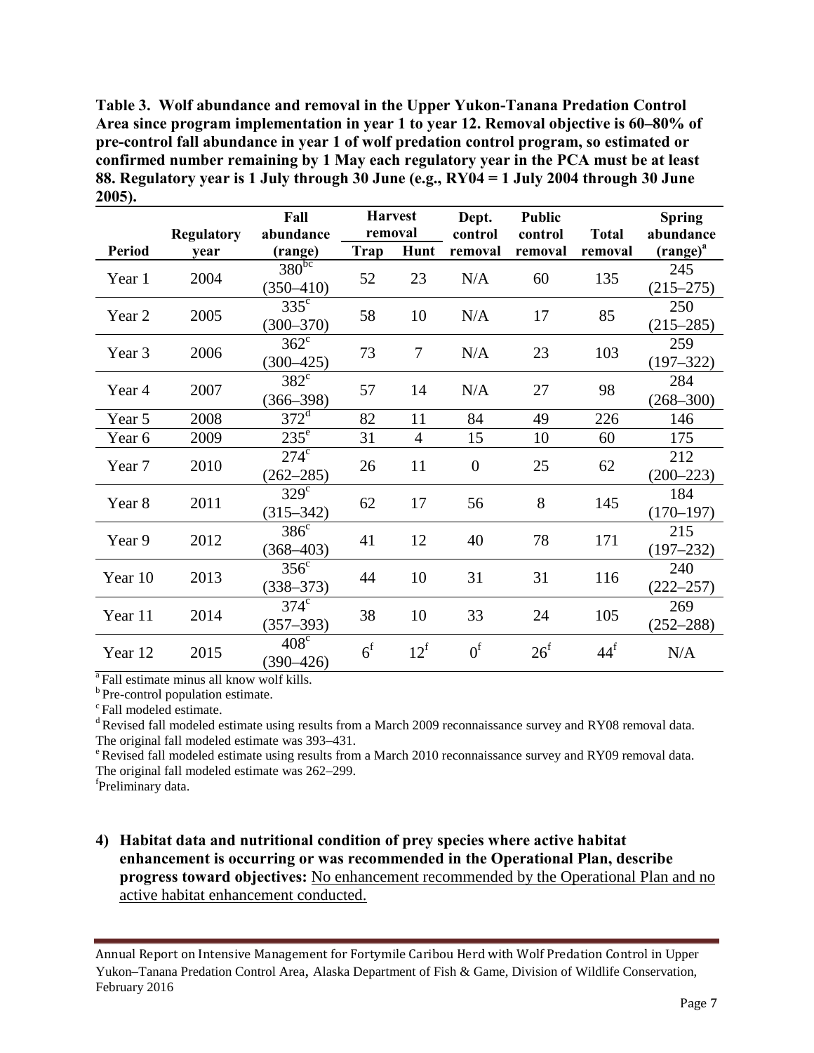**Table 3. Wolf abundance and removal in the Upper Yukon-Tanana Predation Control Area since program implementation in year 1 to year 12. Removal objective is 60–80% of pre-control fall abundance in year 1 of wolf predation control program, so estimated or confirmed number remaining by 1 May each regulatory year in the PCA must be at least 88. Regulatory year is 1 July through 30 June (e.g., RY04 = 1 July 2004 through 30 June 2005).**

| Period | Regulatory year | Fall abundance (range) | Harvest removal | | Dept. control removal | Public control removal | Total removal | Spring abundance (range)[a] |
|---|---|---|---|---|---|---|---|---|
| | | | Trap | Hunt | | | | |
| Year 1 | 2004 | 380[bc] (350–410) | 52 | 23 | N/A | 60 | 135 | 245 (215–275) |
| Year 2 | 2005 | 335[c] (300–370) | 58 | 10 | N/A | 17 | 85 | 250 (215–285) |
| Year 3 | 2006 | 362[c] (300–425) | 73 | 7 | N/A | 23 | 103 | 259 (197–322) |
| Year 4 | 2007 | 382[c] (366–398) | 57 | 14 | N/A | 27 | 98 | 284 (268–300) |
| Year 5 | 2008 | 372[d] | 82 | 11 | 84 | 49 | 226 | 146 |
| Year 6 | 2009 | 235[e] | 31 | 4 | 15 | 10 | 60 | 175 |
| Year 7 | 2010 | 274[c] (262–285) | 26 | 11 | 0 | 25 | 62 | 212 (200–223) |
| Year 8 | 2011 | 329[c] (315–342) | 62 | 17 | 56 | 8 | 145 | 184 (170–197) |
| Year 9 | 2012 | 386[c] (368–403) | 41 | 12 | 40 | 78 | 171 | 215 (197–232) |
| Year 10 | 2013 | 356[c] (338–373) | 44 | 10 | 31 | 31 | 116 | 240 (222–257) |
| Year 11 | 2014 | 374[c] (357–393) | 38 | 10 | 33 | 24 | 105 | 269 (252–288) |
| Year 12 | 2015 | 408[c] (390–426) | 6[f] | 12[f] | 0[f] | 26[f] | 44[f] | N/A |

[a] Fall estimate minus all know wolf kills.
[b] Pre-control population estimate.
[c] Fall modeled estimate.
[d] Revised fall modeled estimate using results from a March 2009 reconnaissance survey and RY08 removal data. The original fall modeled estimate was 393–431.
[e] Revised fall modeled estimate using results from a March 2010 reconnaissance survey and RY09 removal data. The original fall modeled estimate was 262–299.
[f] Preliminary data.

**4) Habitat data and nutritional condition of prey species where active habitat enhancement is occurring or was recommended in the Operational Plan, describe progress toward objectives:** No enhancement recommended by the Operational Plan and no active habitat enhancement conducted.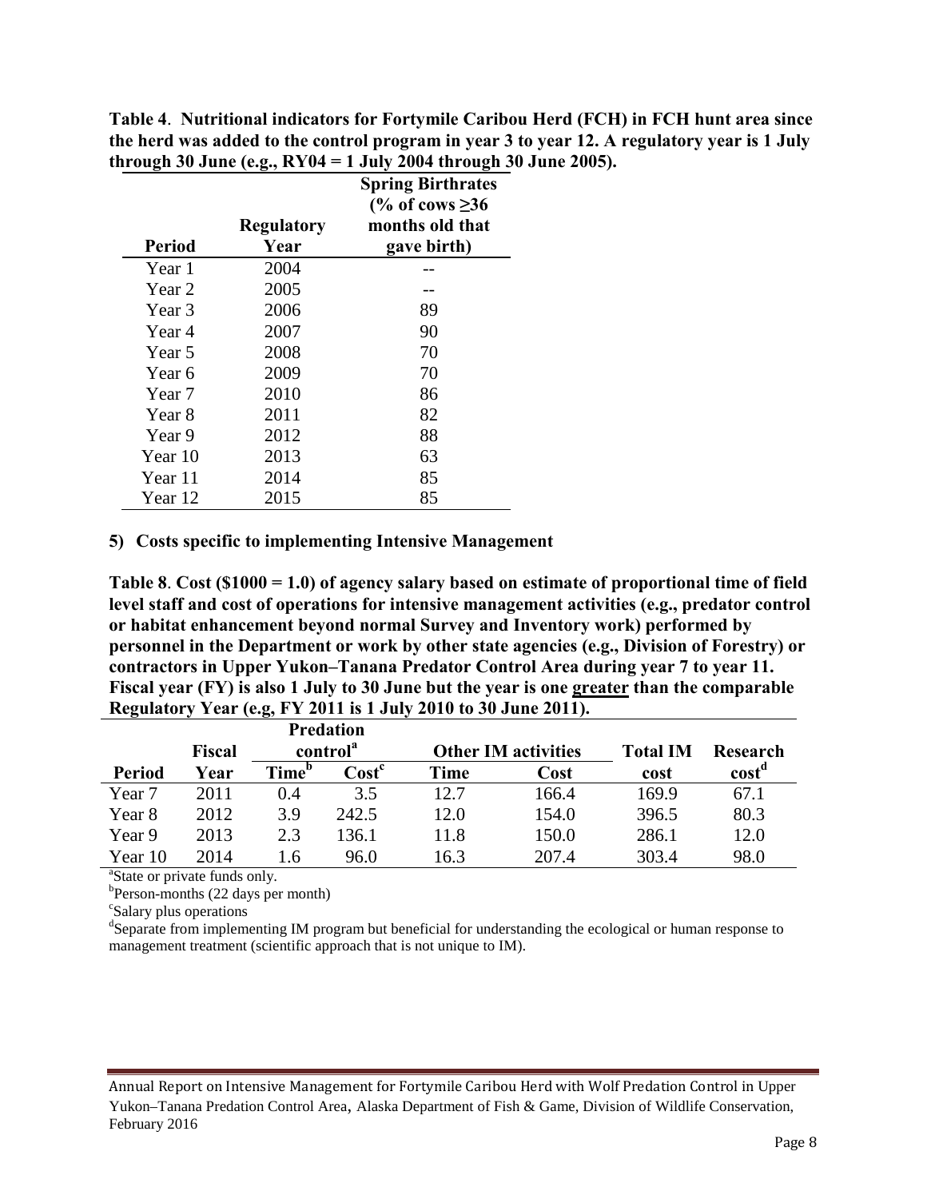**Table 4**. **Nutritional indicators for Fortymile Caribou Herd (FCH) in FCH hunt area since the herd was added to the control program in year 3 to year 12. A regulatory year is 1 July through 30 June (e.g., RY04 = 1 July 2004 through 30 June 2005).**

| Period | Regulatory Year | Spring Birthrates (% of cows ≥36 months old that gave birth) |
|---|---|---|
| Year 1 | 2004 | -- |
| Year 2 | 2005 | -- |
| Year 3 | 2006 | 89 |
| Year 4 | 2007 | 90 |
| Year 5 | 2008 | 70 |
| Year 6 | 2009 | 70 |
| Year 7 | 2010 | 86 |
| Year 8 | 2011 | 82 |
| Year 9 | 2012 | 88 |
| Year 10 | 2013 | 63 |
| Year 11 | 2014 | 85 |
| Year 12 | 2015 | 85 |

**5) Costs specific to implementing Intensive Management**

**Table 8**. **Cost ($1000 = 1.0) of agency salary based on estimate of proportional time of field level staff and cost of operations for intensive management activities (e.g., predator control or habitat enhancement beyond normal Survey and Inventory work) performed by personnel in the Department or work by other state agencies (e.g., Division of Forestry) or contractors in Upper Yukon–Tanana Predator Control Area during year 7 to year 11. Fiscal year (FY) is also 1 July to 30 June but the year is one greater than the comparable Regulatory Year (e.g, FY 2011 is 1 July 2010 to 30 June 2011).**

| | | Predation control[a] | | Other IM activities | | | |
|---|---|---|---|---|---|---|---|
| Period | Fiscal Year | Time[b] | Cost[c] | Time | Cost | Total IM cost | Research cost[d] |
| Year 7 | 2011 | 0.4 | 3.5 | 12.7 | 166.4 | 169.9 | 67.1 |
| Year 8 | 2012 | 3.9 | 242.5 | 12.0 | 154.0 | 396.5 | 80.3 |
| Year 9 | 2013 | 2.3 | 136.1 | 11.8 | 150.0 | 286.1 | 12.0 |
| Year 10 | 2014 | 1.6 | 96.0 | 16.3 | 207.4 | 303.4 | 98.0 |

[a]State or private funds only.

[b]Person-months (22 days per month)

[c]Salary plus operations

[d]Separate from implementing IM program but beneficial for understanding the ecological or human response to management treatment (scientific approach that is not unique to IM).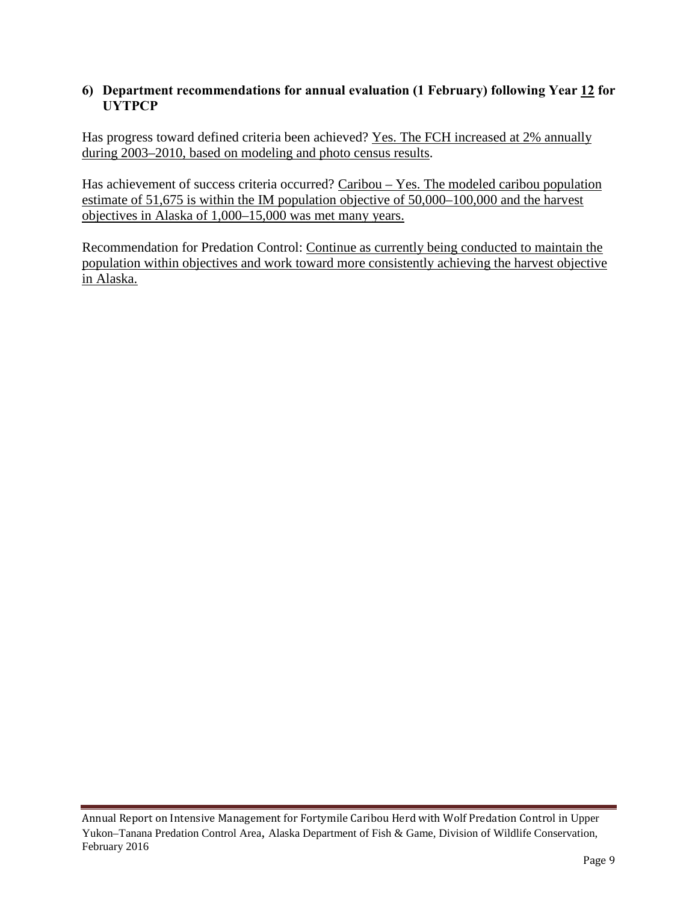### 6) Department recommendations for annual evaluation (1 February) following Year 12 for UYTPCP

Has progress toward defined criteria been achieved? Yes. The FCH increased at 2% annually during 2003–2010, based on modeling and photo census results.

Has achievement of success criteria occurred? Caribou – Yes. The modeled caribou population estimate of 51,675 is within the IM population objective of 50,000–100,000 and the harvest objectives in Alaska of 1,000–15,000 was met many years.

Recommendation for Predation Control: Continue as currently being conducted to maintain the population within objectives and work toward more consistently achieving the harvest objective in Alaska.